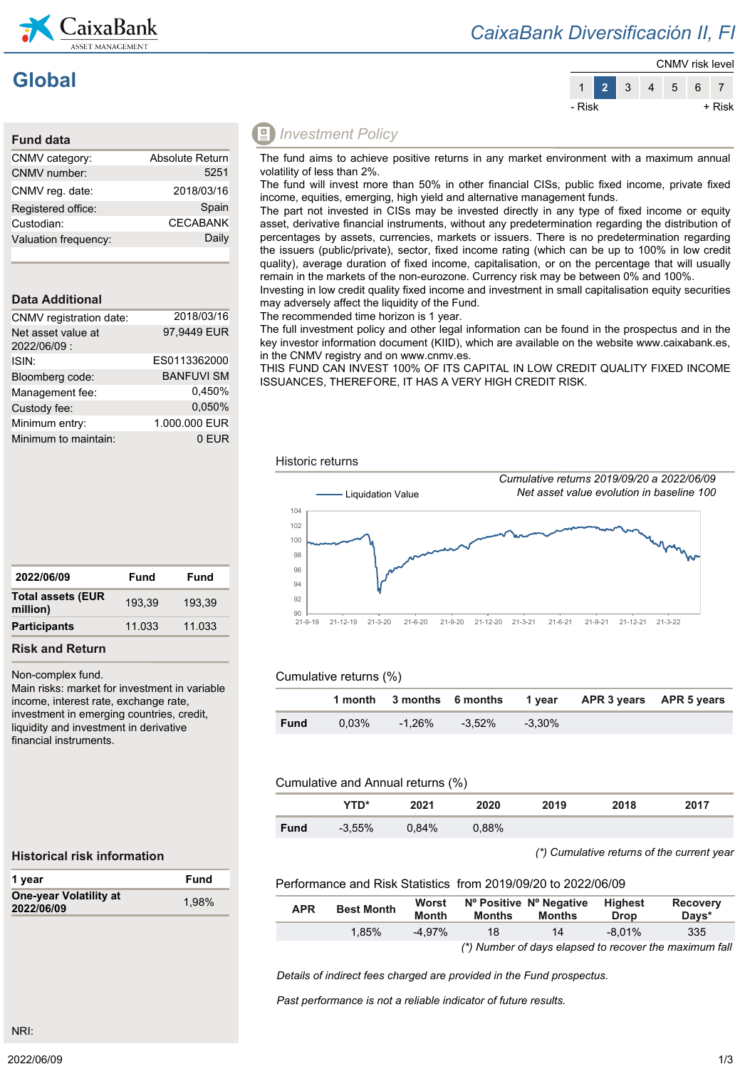CaixaBank ASSET MANAGEMENT

# CaixaBank Diversificación II, FI

## Global

CNMV risk level

| 1 | **2** | 3 | 4 | 5 | 6 | 7 |
|---|---|---|---|---|---|---|

- Risk + Risk

### Fund data

| | |
|---|---|
| CNMV category: | Absolute Return |
| CNMV number: | 5251 |
| CNMV reg. date: | 2018/03/16 |
| Registered office: | Spain |
| Custodian: | CECABANK |
| Valuation frequency: | Daily |

### Data Additional

| | |
|---|---|
| CNMV registration date: | 2018/03/16 |
| Net asset value at 2022/06/09 : | 97,9449 EUR |
| ISIN: | ES0113362000 |
| Bloomberg code: | BANFUVI SM |
| Management fee: | 0,450% |
| Custody fee: | 0,050% |
| Minimum entry: | 1.000.000 EUR |
| Minimum to maintain: | 0 EUR |

| 2022/06/09 | Fund | Fund |
|---|---|---|
| **Total assets (EUR million)** | 193,39 | 193,39 |
| **Participants** | 11.033 | 11.033 |

### Risk and Return

Non-complex fund.
Main risks: market for investment in variable income, interest rate, exchange rate, investment in emerging countries, credit, liquidity and investment in derivative financial instruments.

### Historical risk information

| 1 year | Fund |
|---|---|
| **One-year Volatility at 2022/06/09** | 1,98% |

NRI:

## Investment Policy

The fund aims to achieve positive returns in any market environment with a maximum annual volatility of less than 2%.
The fund will invest more than 50% in other financial CISs, public fixed income, private fixed income, equities, emerging, high yield and alternative management funds.
The part not invested in CISs may be invested directly in any type of fixed income or equity asset, derivative financial instruments, without any predetermination regarding the distribution of percentages by assets, currencies, markets or issuers. There is no predetermination regarding the issuers (public/private), sector, fixed income rating (which can be up to 100% in low credit quality), average duration of fixed income, capitalisation, or on the percentage that will usually remain in the markets of the non-eurozone. Currency risk may be between 0% and 100%.
Investing in low credit quality fixed income and investment in small capitalisation equity securities may adversely affect the liquidity of the Fund.
The recommended time horizon is 1 year.
The full investment policy and other legal information can be found in the prospectus and in the key investor information document (KIID), which are available on the website www.caixabank.es, in the CNMV registry and on www.cnmv.es.
THIS FUND CAN INVEST 100% OF ITS CAPITAL IN LOW CREDIT QUALITY FIXED INCOME ISSUANCES, THEREFORE, IT HAS A VERY HIGH CREDIT RISK.

### Historic returns

*Cumulative returns 2019/09/20 a 2022/06/09*
*Net asset value evolution in baseline 100*

Liquidation Value

### Cumulative returns (%)

| | 1 month | 3 months | 6 months | 1 year | APR 3 years | APR 5 years |
|---|---|---|---|---|---|---|
| **Fund** | 0,03% | -1,26% | -3,52% | -3,30% | | |

### Cumulative and Annual returns (%)

| | YTD* | 2021 | 2020 | 2019 | 2018 | 2017 |
|---|---|---|---|---|---|---|
| **Fund** | -3,55% | 0,84% | 0,88% | | | |

*(\*) Cumulative returns of the current year*

### Performance and Risk Statistics from 2019/09/20 to 2022/06/09

| APR | Best Month | Worst Month | Nº Positive Months | Nº Negative Months | Highest Drop | Recovery Days* |
|---|---|---|---|---|---|---|
| | 1,85% | -4,97% | 18 | 14 | -8,01% | 335 |

*(\*) Number of days elapsed to recover the maximum fall*

*Details of indirect fees charged are provided in the Fund prospectus.*

*Past performance is not a reliable indicator of future results.*

2022/06/09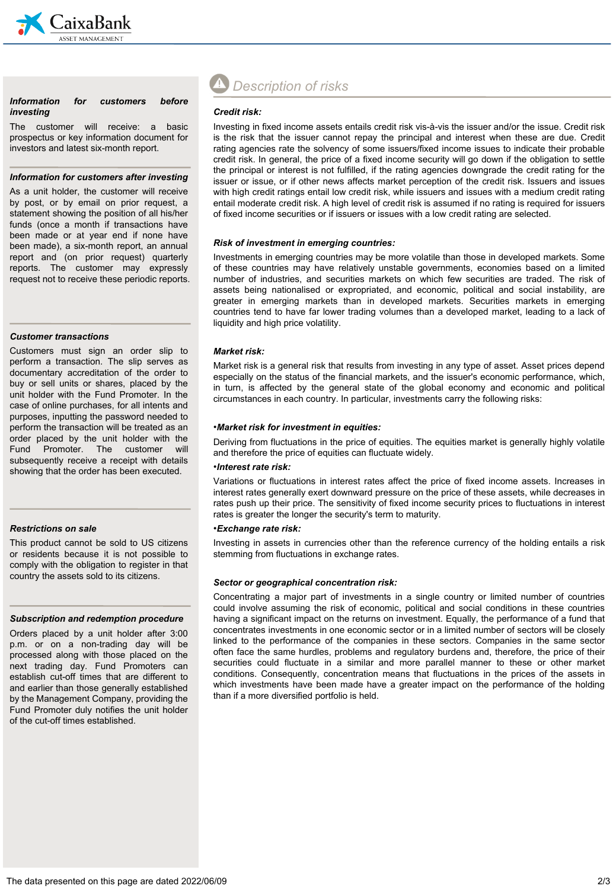## Information for customers before investing

The customer will receive: a basic prospectus or key information document for investors and latest six-month report.

## Information for customers after investing

As a unit holder, the customer will receive by post, or by email on prior request, a statement showing the position of all his/her funds (once a month if transactions have been made or at year end if none have been made), a six-month report, an annual report and (on prior request) quarterly reports. The customer may expressly request not to receive these periodic reports.

## Customer transactions

Customers must sign an order slip to perform a transaction. The slip serves as documentary accreditation of the order to buy or sell units or shares, placed by the unit holder with the Fund Promoter. In the case of online purchases, for all intents and purposes, inputting the password needed to perform the transaction will be treated as an order placed by the unit holder with the Fund Promoter. The customer will subsequently receive a receipt with details showing that the order has been executed.

## Restrictions on sale

This product cannot be sold to US citizens or residents because it is not possible to comply with the obligation to register in that country the assets sold to its citizens.

## Subscription and redemption procedure

Orders placed by a unit holder after 3:00 p.m. or on a non-trading day will be processed along with those placed on the next trading day. Fund Promoters can establish cut-off times that are different to and earlier than those generally established by the Management Company, providing the Fund Promoter duly notifies the unit holder of the cut-off times established.

# Description of risks

## Credit risk:

Investing in fixed income assets entails credit risk vis-à-vis the issuer and/or the issue. Credit risk is the risk that the issuer cannot repay the principal and interest when these are due. Credit rating agencies rate the solvency of some issuers/fixed income issues to indicate their probable credit risk. In general, the price of a fixed income security will go down if the obligation to settle the principal or interest is not fulfilled, if the rating agencies downgrade the credit rating for the issuer or issue, or if other news affects market perception of the credit risk. Issuers and issues with high credit ratings entail low credit risk, while issuers and issues with a medium credit rating entail moderate credit risk. A high level of credit risk is assumed if no rating is required for issuers of fixed income securities or if issuers or issues with a low credit rating are selected.

## Risk of investment in emerging countries:

Investments in emerging countries may be more volatile than those in developed markets. Some of these countries may have relatively unstable governments, economies based on a limited number of industries, and securities markets on which few securities are traded. The risk of assets being nationalised or expropriated, and economic, political and social instability, are greater in emerging markets than in developed markets. Securities markets in emerging countries tend to have far lower trading volumes than a developed market, leading to a lack of liquidity and high price volatility.

## Market risk:

Market risk is a general risk that results from investing in any type of asset. Asset prices depend especially on the status of the financial markets, and the issuer's economic performance, which, in turn, is affected by the general state of the global economy and economic and political circumstances in each country. In particular, investments carry the following risks:

**•Market risk for investment in equities:**

Deriving from fluctuations in the price of equities. The equities market is generally highly volatile and therefore the price of equities can fluctuate widely.

**•Interest rate risk:**

Variations or fluctuations in interest rates affect the price of fixed income assets. Increases in interest rates generally exert downward pressure on the price of these assets, while decreases in rates push up their price. The sensitivity of fixed income security prices to fluctuations in interest rates is greater the longer the security's term to maturity.

**•Exchange rate risk:**

Investing in assets in currencies other than the reference currency of the holding entails a risk stemming from fluctuations in exchange rates.

## Sector or geographical concentration risk:

Concentrating a major part of investments in a single country or limited number of countries could involve assuming the risk of economic, political and social conditions in these countries having a significant impact on the returns on investment. Equally, the performance of a fund that concentrates investments in one economic sector or in a limited number of sectors will be closely linked to the performance of the companies in these sectors. Companies in the same sector often face the same hurdles, problems and regulatory burdens and, therefore, the price of their securities could fluctuate in a similar and more parallel manner to these or other market conditions. Consequently, concentration means that fluctuations in the prices of the assets in which investments have been made have a greater impact on the performance of the holding than if a more diversified portfolio is held.

The data presented on this page are dated 2022/06/09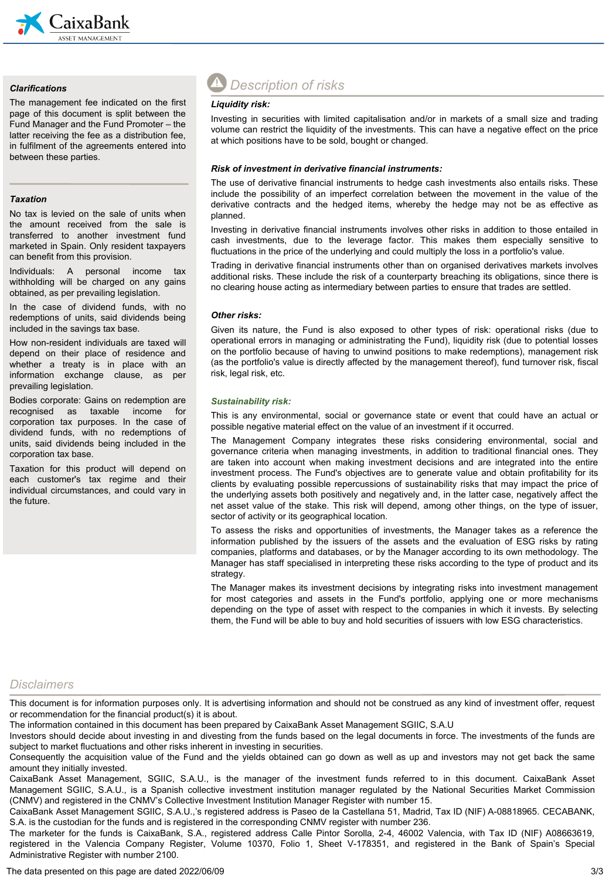### *Clarifications*

The management fee indicated on the first page of this document is split between the Fund Manager and the Fund Promoter – the latter receiving the fee as a distribution fee, in fulfilment of the agreements entered into between these parties.

### *Taxation*

No tax is levied on the sale of units when the amount received from the sale is transferred to another investment fund marketed in Spain. Only resident taxpayers can benefit from this provision.

Individuals: A personal income tax withholding will be charged on any gains obtained, as per prevailing legislation.

In the case of dividend funds, with no redemptions of units, said dividends being included in the savings tax base.

How non-resident individuals are taxed will depend on their place of residence and whether a treaty is in place with an information exchange clause, as per prevailing legislation.

Bodies corporate: Gains on redemption are recognised as taxable income for corporation tax purposes. In the case of dividend funds, with no redemptions of units, said dividends being included in the corporation tax base.

Taxation for this product will depend on each customer's tax regime and their individual circumstances, and could vary in the future.

## *Description of risks*

### *Liquidity risk:*

Investing in securities with limited capitalisation and/or in markets of a small size and trading volume can restrict the liquidity of the investments. This can have a negative effect on the price at which positions have to be sold, bought or changed.

### *Risk of investment in derivative financial instruments:*

The use of derivative financial instruments to hedge cash investments also entails risks. These include the possibility of an imperfect correlation between the movement in the value of the derivative contracts and the hedged items, whereby the hedge may not be as effective as planned.

Investing in derivative financial instruments involves other risks in addition to those entailed in cash investments, due to the leverage factor. This makes them especially sensitive to fluctuations in the price of the underlying and could multiply the loss in a portfolio's value.

Trading in derivative financial instruments other than on organised derivatives markets involves additional risks. These include the risk of a counterparty breaching its obligations, since there is no clearing house acting as intermediary between parties to ensure that trades are settled.

### *Other risks:*

Given its nature, the Fund is also exposed to other types of risk: operational risks (due to operational errors in managing or administrating the Fund), liquidity risk (due to potential losses on the portfolio because of having to unwind positions to make redemptions), management risk (as the portfolio's value is directly affected by the management thereof), fund turnover risk, fiscal risk, legal risk, etc.

### *Sustainability risk:*

This is any environmental, social or governance state or event that could have an actual or possible negative material effect on the value of an investment if it occurred.

The Management Company integrates these risks considering environmental, social and governance criteria when managing investments, in addition to traditional financial ones. They are taken into account when making investment decisions and are integrated into the entire investment process. The Fund's objectives are to generate value and obtain profitability for its clients by evaluating possible repercussions of sustainability risks that may impact the price of the underlying assets both positively and negatively and, in the latter case, negatively affect the net asset value of the stake. This risk will depend, among other things, on the type of issuer, sector of activity or its geographical location.

To assess the risks and opportunities of investments, the Manager takes as a reference the information published by the issuers of the assets and the evaluation of ESG risks by rating companies, platforms and databases, or by the Manager according to its own methodology. The Manager has staff specialised in interpreting these risks according to the type of product and its strategy.

The Manager makes its investment decisions by integrating risks into investment management for most categories and assets in the Fund's portfolio, applying one or more mechanisms depending on the type of asset with respect to the companies in which it invests. By selecting them, the Fund will be able to buy and hold securities of issuers with low ESG characteristics.

## *Disclaimers*

This document is for information purposes only. It is advertising information and should not be construed as any kind of investment offer, request or recommendation for the financial product(s) it is about.

The information contained in this document has been prepared by CaixaBank Asset Management SGIIC, S.A.U

Investors should decide about investing in and divesting from the funds based on the legal documents in force. The investments of the funds are subject to market fluctuations and other risks inherent in investing in securities.

Consequently the acquisition value of the Fund and the yields obtained can go down as well as up and investors may not get back the same amount they initially invested.

CaixaBank Asset Management, SGIIC, S.A.U., is the manager of the investment funds referred to in this document. CaixaBank Asset Management SGIIC, S.A.U., is a Spanish collective investment institution manager regulated by the National Securities Market Commission (CNMV) and registered in the CNMV's Collective Investment Institution Manager Register with number 15.

CaixaBank Asset Management SGIIC, S.A.U.,'s registered address is Paseo de la Castellana 51, Madrid, Tax ID (NIF) A-08818965. CECABANK, S.A. is the custodian for the funds and is registered in the corresponding CNMV register with number 236.

The marketer for the funds is CaixaBank, S.A., registered address Calle Pintor Sorolla, 2-4, 46002 Valencia, with Tax ID (NIF) A08663619, registered in the Valencia Company Register, Volume 10370, Folio 1, Sheet V-178351, and registered in the Bank of Spain's Special Administrative Register with number 2100.

The data presented on this page are dated 2022/06/09